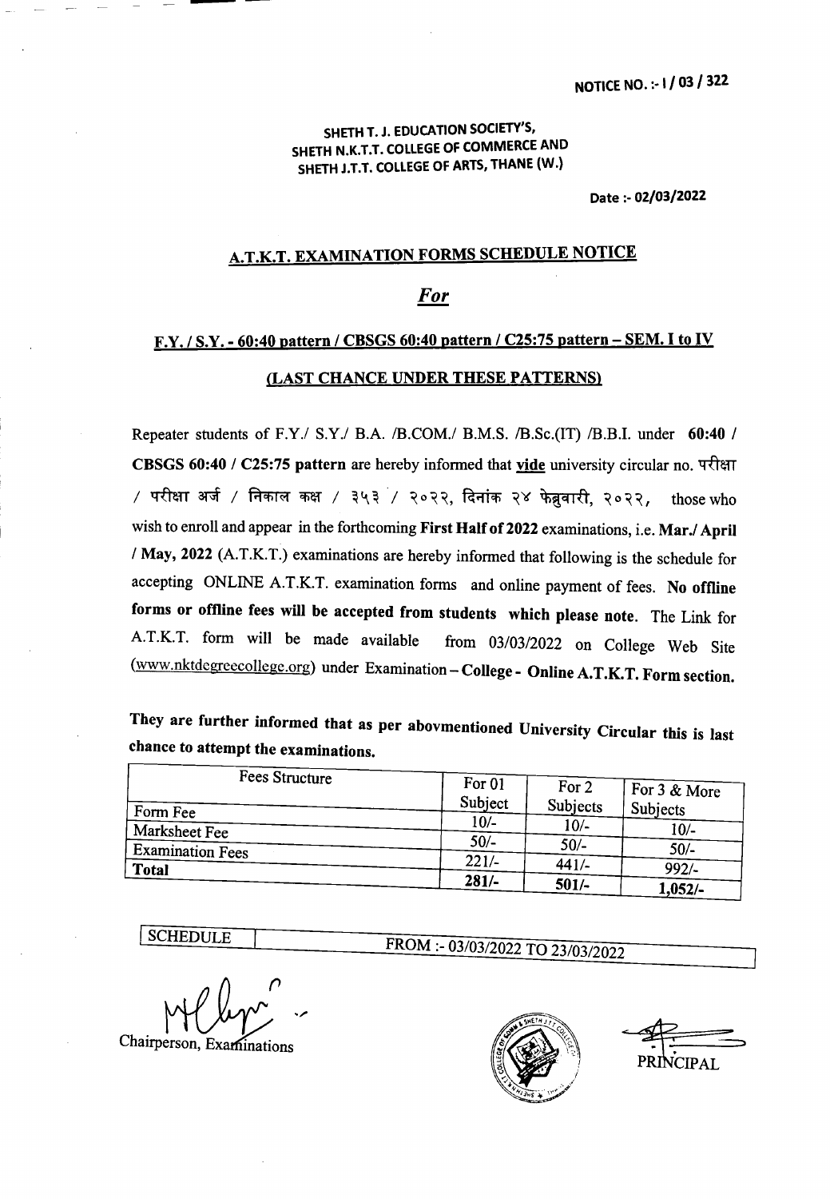**NOTICE NO. :- I / 03 / 322**

**SHETH T. J. EDUCATION SOCIETY'S,**
**SHETH N.K.T.T. COLLEGE OF COMMERCE AND**
**SHETH J.T.T. COLLEGE OF ARTS, THANE (W.)**

**Date :- 02/03/2022**

## A.T.K.T. EXAMINATION FORMS SCHEDULE NOTICE

### *For*

### F.Y. / S.Y. - 60:40 pattern / CBSGS 60:40 pattern / C25:75 pattern – SEM. I to IV

### (LAST CHANCE UNDER THESE PATTERNS)

Repeater students of F.Y./ S.Y./ B.A. /B.COM./ B.M.S. /B.Sc.(IT) /B.B.I. under **60:40 / CBSGS 60:40 / C25:75 pattern** are hereby informed that **vide** university circular no. परीक्षा / परीक्षा अर्ज / निकाल कक्ष / ३५३ / २०२२, दिनांक २४ फेब्रुवारी, २०२२, those who wish to enroll and appear in the forthcoming **First Half of 2022** examinations, i.e. **Mar./ April / May, 2022** (A.T.K.T.) examinations are hereby informed that following is the schedule for accepting ONLINE A.T.K.T. examination forms and online payment of fees. **No offline forms or offline fees will be accepted from students which please note**. The Link for A.T.K.T. form will be made available from 03/03/2022 on College Web Site (www.nktdegreecollege.org) under Examination – **College - Online A.T.K.T. Form section.**

**They are further informed that as per abovmentioned University Circular this is last chance to attempt the examinations.**

| Fees Structure | For 01 Subject | For 2 Subjects | For 3 & More Subjects |
|---|---|---|---|
| Form Fee | 10/- | 10/- | 10/- |
| Marksheet Fee | 50/- | 50/- | 50/- |
| Examination Fees | 221/- | 441/- | 992/- |
| **Total** | **281/-** | **501/-** | **1,052/-** |

| SCHEDULE | FROM :- 03/03/2022 TO 23/03/2022 |
|---|---|

Chairperson, Examinations

PRINCIPAL